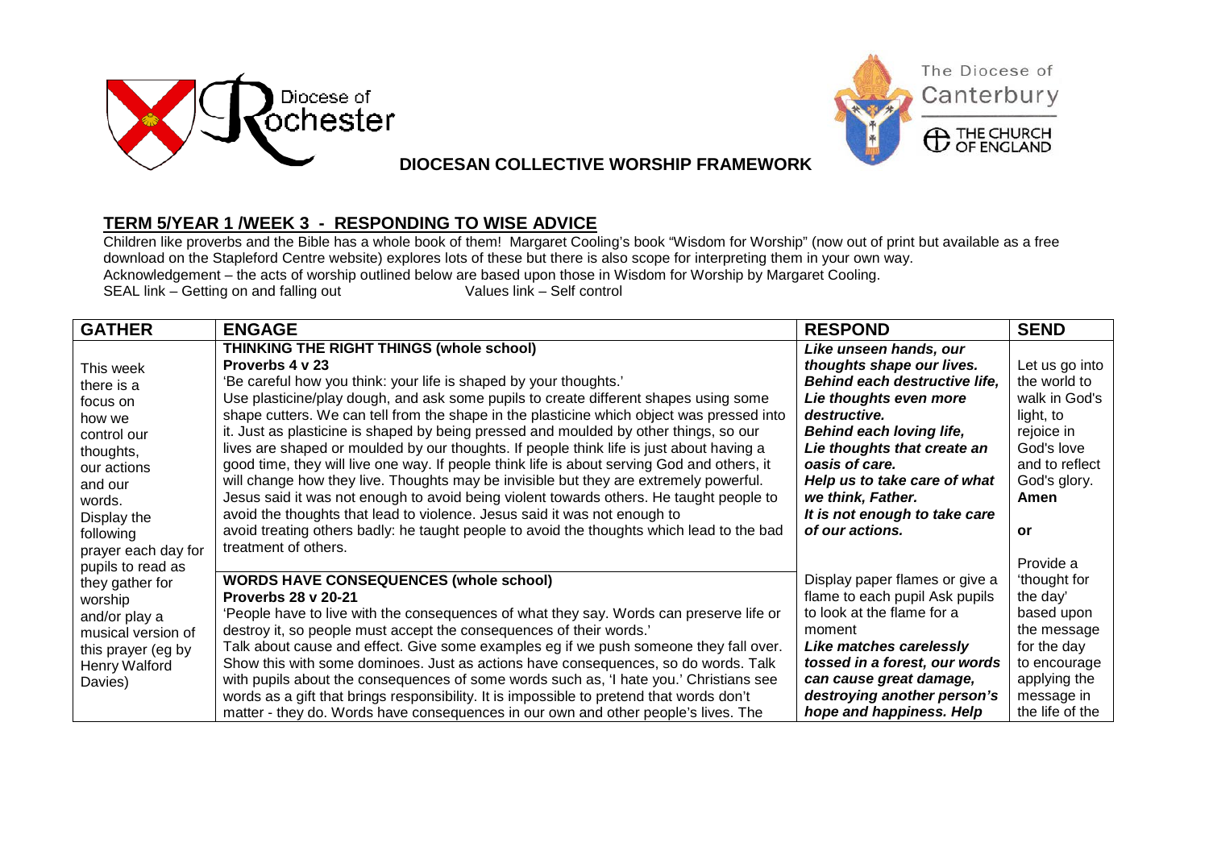Diocese of Rochester

The Diocese of Canterbury — THE CHURCH OF ENGLAND

**DIOCESAN COLLECTIVE WORSHIP FRAMEWORK**

## TERM 5/YEAR 1 /WEEK 3 - RESPONDING TO WISE ADVICE

Children like proverbs and the Bible has a whole book of them! Margaret Cooling's book "Wisdom for Worship" (now out of print but available as a free download on the Stapleford Centre website) explores lots of these but there is also scope for interpreting them in your own way.
Acknowledgement – the acts of worship outlined below are based upon those in Wisdom for Worship by Margaret Cooling.
SEAL link – Getting on and falling out Values link – Self control

| GATHER | ENGAGE | RESPOND | SEND |
|---|---|---|---|
| This week there is a focus on how we control our thoughts, our actions and our words. Display the following prayer each day for pupils to read as they gather for worship and/or play a musical version of this prayer (eg by Henry Walford Davies) | **THINKING THE RIGHT THINGS (whole school)**<br>**Proverbs 4 v 23**<br>'Be careful how you think: your life is shaped by your thoughts.'<br>Use plasticine/play dough, and ask some pupils to create different shapes using some shape cutters. We can tell from the shape in the plasticine which object was pressed into it. Just as plasticine is shaped by being pressed and moulded by other things, so our lives are shaped or moulded by our thoughts. If people think life is just about having a good time, they will live one way. If people think life is about serving God and others, it will change how they live. Thoughts may be invisible but they are extremely powerful. Jesus said it was not enough to avoid being violent towards others. He taught people to avoid the thoughts that lead to violence. Jesus said it was not enough to avoid treating others badly: he taught people to avoid the thoughts which lead to the bad treatment of others. | ***Like unseen hands, our thoughts shape our lives. Behind each destructive life, Lie thoughts even more destructive. Behind each loving life, Lie thoughts that create an oasis of care. Help us to take care of what we think, Father. It is not enough to take care of our actions.*** | Let us go into the world to walk in God's light, to rejoice in God's love and to reflect God's glory. **Amen**<br><br>**or**<br><br>Provide a 'thought for the day' based upon the message for the day to encourage applying the message in the life of the |
| | **WORDS HAVE CONSEQUENCES (whole school)**<br>**Proverbs 28 v 20-21**<br>'People have to live with the consequences of what they say. Words can preserve life or destroy it, so people must accept the consequences of their words.'<br>Talk about cause and effect. Give some examples eg if we push someone they fall over. Show this with some dominoes. Just as actions have consequences, so do words. Talk with pupils about the consequences of some words such as, 'I hate you.' Christians see words as a gift that brings responsibility. It is impossible to pretend that words don't matter - they do. Words have consequences in our own and other people's lives. The | Display paper flames or give a flame to each pupil Ask pupils to look at the flame for a moment<br>***Like matches carelessly tossed in a forest, our words can cause great damage, destroying another person's hope and happiness. Help*** | |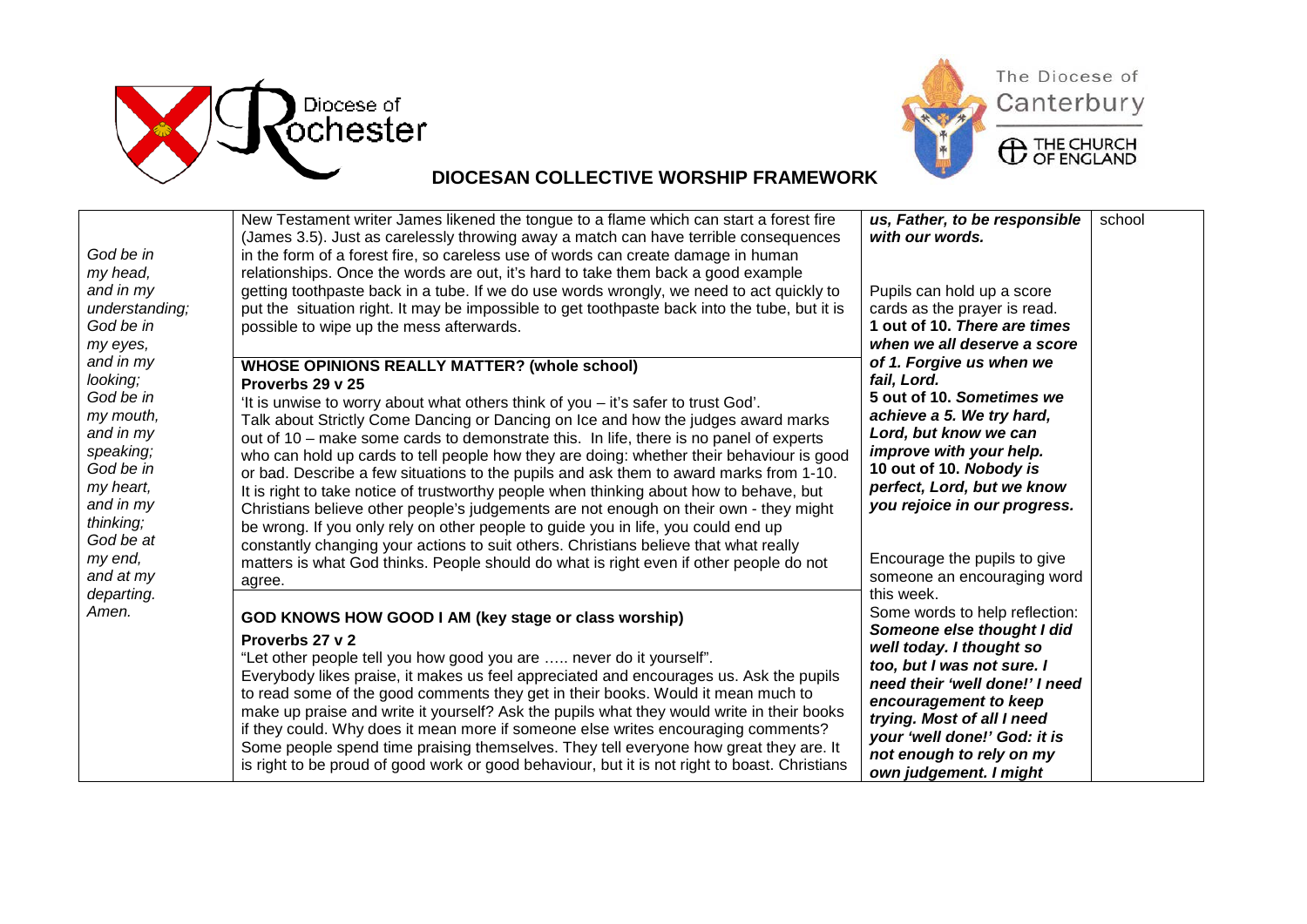## DIOCESAN COLLECTIVE WORSHIP FRAMEWORK

| | | | |
|---|---|---|---|
| *God be in my head, and in my understanding; God be in my eyes, and in my looking; God be in my mouth, and in my speaking; God be in my heart, and in my thinking; God be at my end, and at my departing. Amen.* | New Testament writer James likened the tongue to a flame which can start a forest fire (James 3.5). Just as carelessly throwing away a match can have terrible consequences in the form of a forest fire, so careless use of words can create damage in human relationships. Once the words are out, it's hard to take them back a good example getting toothpaste back in a tube. If we do use words wrongly, we need to act quickly to put the situation right. It may be impossible to get toothpaste back into the tube, but it is possible to wipe up the mess afterwards. | ***us, Father, to be responsible with our words.*** | school |
| | **WHOSE OPINIONS REALLY MATTER? (whole school)**<br>**Proverbs 29 v 25**<br>'It is unwise to worry about what others think of you – it's safer to trust God'.<br>Talk about Strictly Come Dancing or Dancing on Ice and how the judges award marks out of 10 – make some cards to demonstrate this. In life, there is no panel of experts who can hold up cards to tell people how they are doing: whether their behaviour is good or bad. Describe a few situations to the pupils and ask them to award marks from 1-10. It is right to take notice of trustworthy people when thinking about how to behave, but Christians believe other people's judgements are not enough on their own - they might be wrong. If you only rely on other people to guide you in life, you could end up constantly changing your actions to suit others. Christians believe that what really matters is what God thinks. People should do what is right even if other people do not agree. | Pupils can hold up a score cards as the prayer is read.<br>**1 out of 10.** ***There are times when we all deserve a score of 1. Forgive us when we fail, Lord.***<br>**5 out of 10.** ***Sometimes we achieve a 5. We try hard, Lord, but know we can improve with your help.***<br>**10 out of 10.** ***Nobody is perfect, Lord, but we know you rejoice in our progress.*** | |
| | **GOD KNOWS HOW GOOD I AM (key stage or class worship)**<br>**Proverbs 27 v 2**<br>"Let other people tell you how good you are ….. never do it yourself".<br>Everybody likes praise, it makes us feel appreciated and encourages us. Ask the pupils to read some of the good comments they get in their books. Would it mean much to make up praise and write it yourself? Ask the pupils what they would write in their books if they could. Why does it mean more if someone else writes encouraging comments? Some people spend time praising themselves. They tell everyone how great they are. It is right to be proud of good work or good behaviour, but it is not right to boast. Christians | Encourage the pupils to give someone an encouraging word this week.<br>Some words to help reflection:<br>***Someone else thought I did well today. I thought so too, but I was not sure. I need their 'well done!' I need encouragement to keep trying. Most of all I need your 'well done!' God: it is not enough to rely on my own judgement. I might*** | |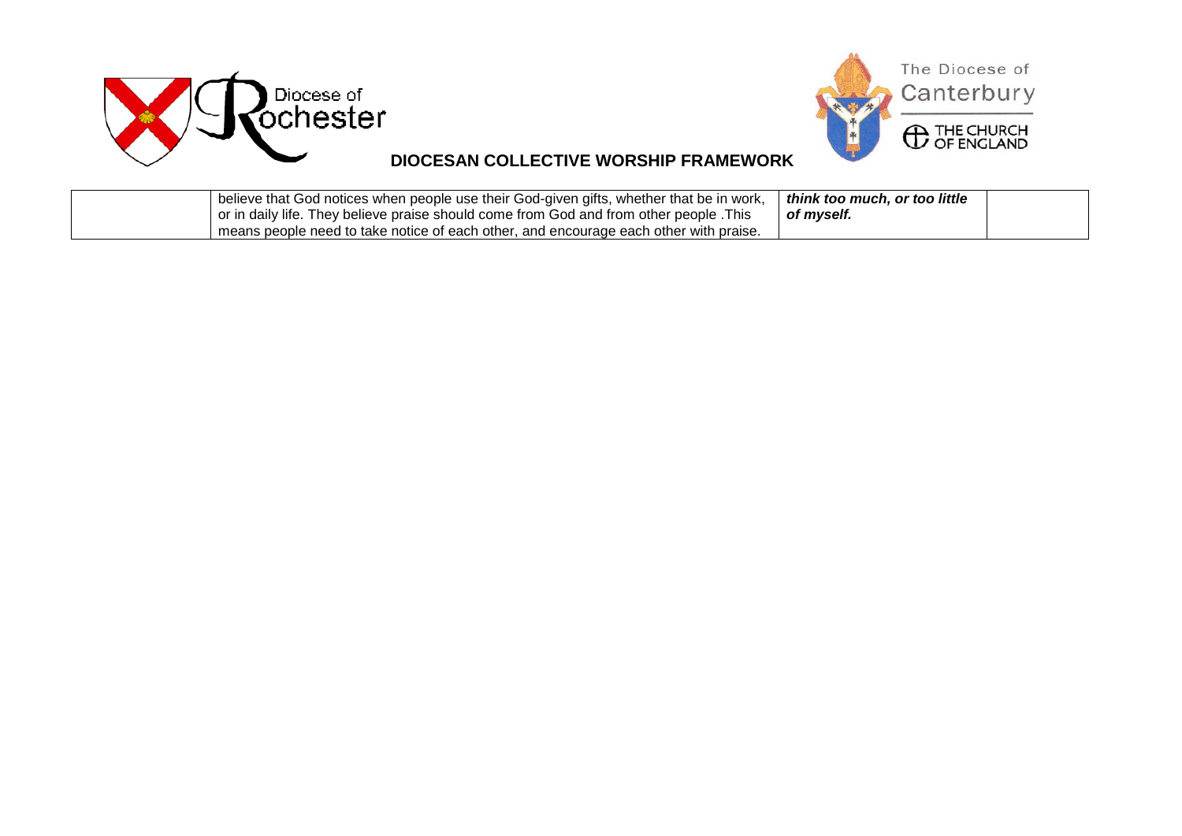**DIOCESAN COLLECTIVE WORSHIP FRAMEWORK**

| | | | |
|---|---|---|---|
| | believe that God notices when people use their God-given gifts, whether that be in work, or in daily life. They believe praise should come from God and from other people .This means people need to take notice of each other, and encourage each other with praise. | ***think too much, or too little of myself.*** | |